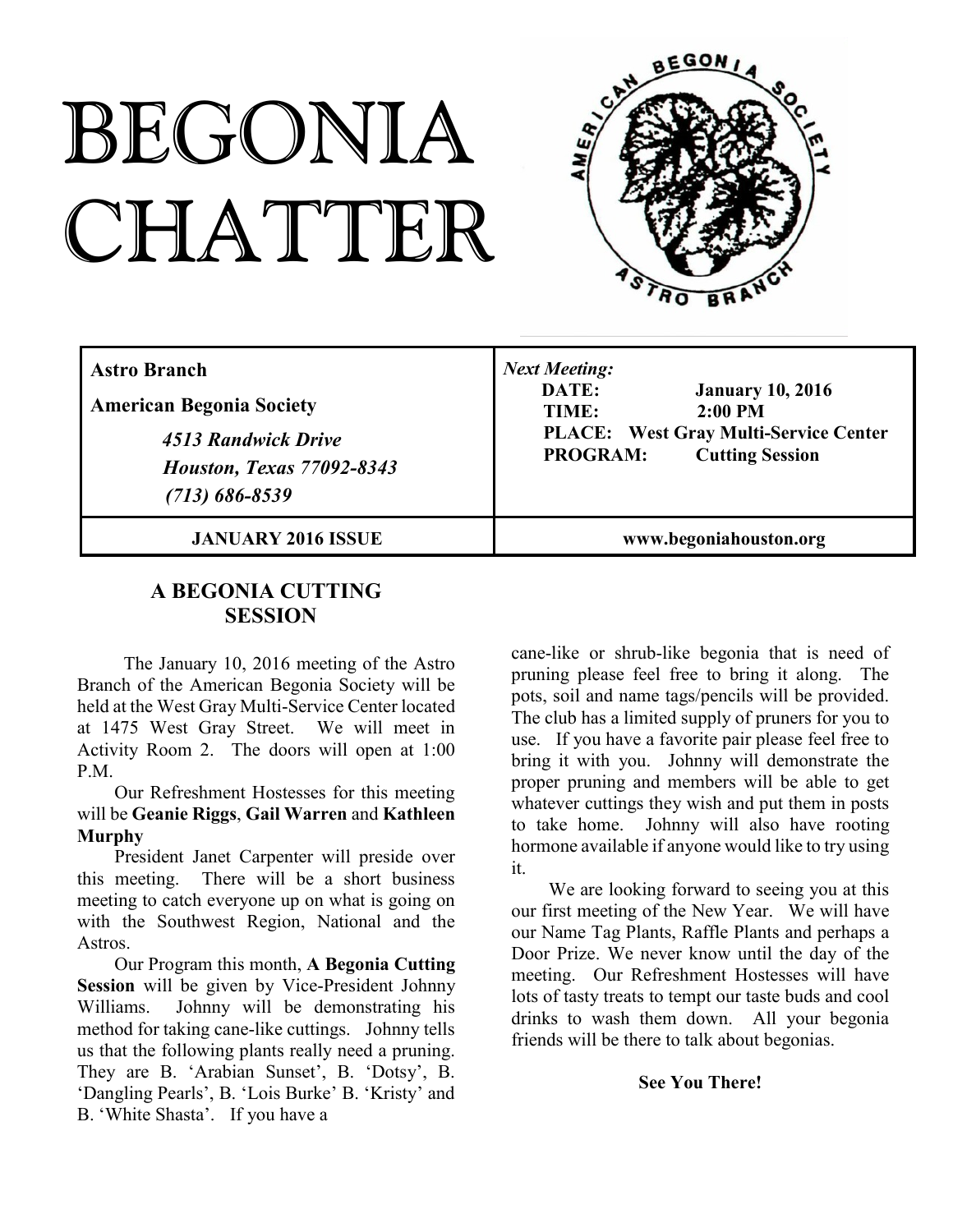# BEGONIA CHATTER

| **Astro Branch**<br>**American Begonia Society**<br>*4513 Randwick Drive*<br>*Houston, Texas 77092-8343*<br>*(713) 686-8539* | ***Next Meeting:***<br>**DATE:** **January 10, 2016**<br>**TIME:** **2:00 PM**<br>**PLACE: West Gray Multi-Service Center**<br>**PROGRAM: Cutting Session** |
|---|---|
| **JANUARY 2016 ISSUE** | **www.begoniahouston.org** |

## A BEGONIA CUTTING SESSION

The January 10, 2016 meeting of the Astro Branch of the American Begonia Society will be held at the West Gray Multi-Service Center located at 1475 West Gray Street. We will meet in Activity Room 2. The doors will open at 1:00 P.M.

Our Refreshment Hostesses for this meeting will be **Geanie Riggs**, **Gail Warren** and **Kathleen Murphy**

President Janet Carpenter will preside over this meeting. There will be a short business meeting to catch everyone up on what is going on with the Southwest Region, National and the Astros.

Our Program this month, **A Begonia Cutting Session** will be given by Vice-President Johnny Williams. Johnny will be demonstrating his method for taking cane-like cuttings. Johnny tells us that the following plants really need a pruning. They are B. 'Arabian Sunset', B. 'Dotsy', B. 'Dangling Pearls', B. 'Lois Burke' B. 'Kristy' and B. 'White Shasta'. If you have a cane-like or shrub-like begonia that is need of pruning please feel free to bring it along. The pots, soil and name tags/pencils will be provided. The club has a limited supply of pruners for you to use. If you have a favorite pair please feel free to bring it with you. Johnny will demonstrate the proper pruning and members will be able to get whatever cuttings they wish and put them in posts to take home. Johnny will also have rooting hormone available if anyone would like to try using it.

We are looking forward to seeing you at this our first meeting of the New Year. We will have our Name Tag Plants, Raffle Plants and perhaps a Door Prize. We never know until the day of the meeting. Our Refreshment Hostesses will have lots of tasty treats to tempt our taste buds and cool drinks to wash them down. All your begonia friends will be there to talk about begonias.

**See You There!**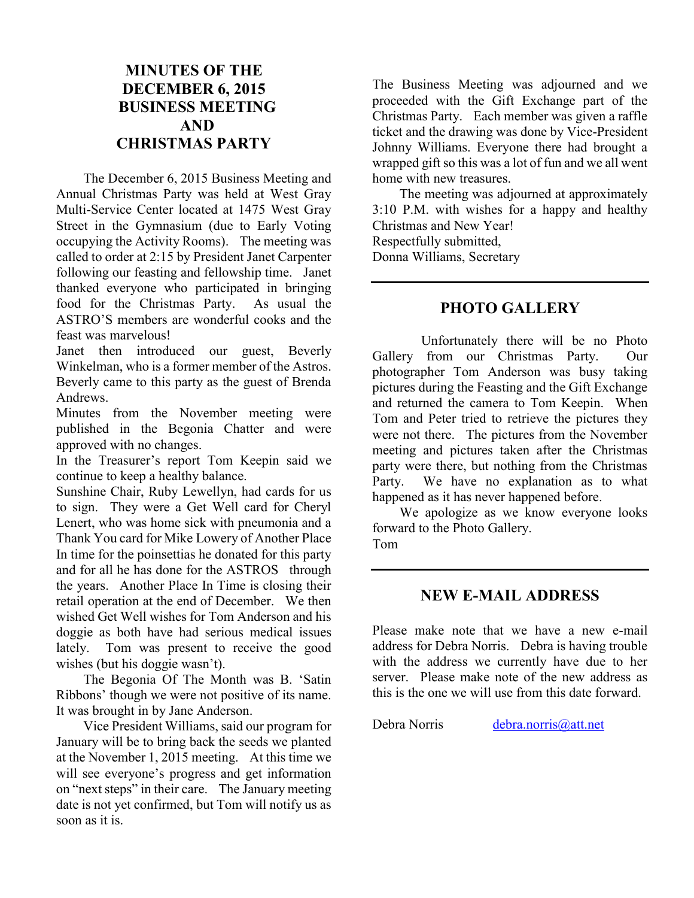## MINUTES OF THE DECEMBER 6, 2015 BUSINESS MEETING AND CHRISTMAS PARTY

The December 6, 2015 Business Meeting and Annual Christmas Party was held at West Gray Multi-Service Center located at 1475 West Gray Street in the Gymnasium (due to Early Voting occupying the Activity Rooms). The meeting was called to order at 2:15 by President Janet Carpenter following our feasting and fellowship time. Janet thanked everyone who participated in bringing food for the Christmas Party. As usual the ASTRO'S members are wonderful cooks and the feast was marvelous!

Janet then introduced our guest, Beverly Winkelman, who is a former member of the Astros. Beverly came to this party as the guest of Brenda Andrews.

Minutes from the November meeting were published in the Begonia Chatter and were approved with no changes.

In the Treasurer's report Tom Keepin said we continue to keep a healthy balance.

Sunshine Chair, Ruby Lewellyn, had cards for us to sign. They were a Get Well card for Cheryl Lenert, who was home sick with pneumonia and a Thank You card for Mike Lowery of Another Place In time for the poinsettias he donated for this party and for all he has done for the ASTROS through the years. Another Place In Time is closing their retail operation at the end of December. We then wished Get Well wishes for Tom Anderson and his doggie as both have had serious medical issues lately. Tom was present to receive the good wishes (but his doggie wasn't).

The Begonia Of The Month was B. 'Satin Ribbons' though we were not positive of its name. It was brought in by Jane Anderson.

Vice President Williams, said our program for January will be to bring back the seeds we planted at the November 1, 2015 meeting. At this time we will see everyone's progress and get information on "next steps" in their care. The January meeting date is not yet confirmed, but Tom will notify us as soon as it is.

The Business Meeting was adjourned and we proceeded with the Gift Exchange part of the Christmas Party. Each member was given a raffle ticket and the drawing was done by Vice-President Johnny Williams. Everyone there had brought a wrapped gift so this was a lot of fun and we all went home with new treasures.

The meeting was adjourned at approximately 3:10 P.M. with wishes for a happy and healthy Christmas and New Year!

Respectfully submitted,
Donna Williams, Secretary

---

## PHOTO GALLERY

Unfortunately there will be no Photo Gallery from our Christmas Party. Our photographer Tom Anderson was busy taking pictures during the Feasting and the Gift Exchange and returned the camera to Tom Keepin. When Tom and Peter tried to retrieve the pictures they were not there. The pictures from the November meeting and pictures taken after the Christmas party were there, but nothing from the Christmas Party. We have no explanation as to what happened as it has never happened before.

We apologize as we know everyone looks forward to the Photo Gallery.

Tom

---

## NEW E-MAIL ADDRESS

Please make note that we have a new e-mail address for Debra Norris. Debra is having trouble with the address we currently have due to her server. Please make note of the new address as this is the one we will use from this date forward.

Debra Norris debra.norris@att.net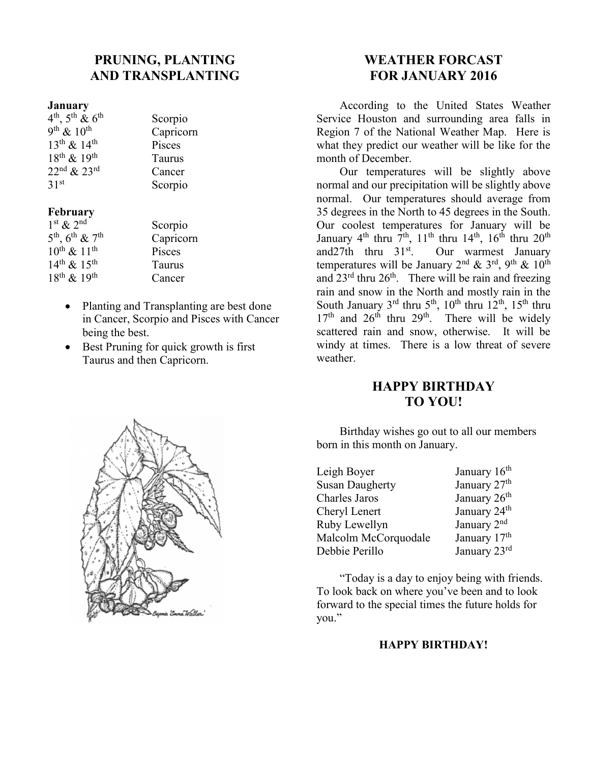## PRUNING, PLANTING AND TRANSPLANTING

**January**

| | |
|---|---|
| 4th, 5th & 6th | Scorpio |
| 9th & 10th | Capricorn |
| 13th & 14th | Pisces |
| 18th & 19th | Taurus |
| 22nd & 23rd | Cancer |
| 31st | Scorpio |

**February**

| | |
|---|---|
| 1st & 2nd | Scorpio |
| 5th, 6th & 7th | Capricorn |
| 10th & 11th | Pisces |
| 14th & 15th | Taurus |
| 18th & 19th | Cancer |

- Planting and Transplanting are best done in Cancer, Scorpio and Pisces with Cancer being the best.
- Best Pruning for quick growth is first Taurus and then Capricorn.

Begonia 'Emma Walker'

## WEATHER FORCAST FOR JANUARY 2016

According to the United States Weather Service Houston and surrounding area falls in Region 7 of the National Weather Map. Here is what they predict our weather will be like for the month of December.

Our temperatures will be slightly above normal and our precipitation will be slightly above normal. Our temperatures should average from 35 degrees in the North to 45 degrees in the South. Our coolest temperatures for January will be January 4th thru 7th, 11th thru 14th, 16th thru 20th and27th thru 31st. Our warmest January temperatures will be January 2nd & 3rd, 9th & 10th and 23rd thru 26th. There will be rain and freezing rain and snow in the North and mostly rain in the South January 3rd thru 5th, 10th thru 12th, 15th thru 17th and 26th thru 29th. There will be widely scattered rain and snow, otherwise. It will be windy at times. There is a low threat of severe weather.

## HAPPY BIRTHDAY TO YOU!

Birthday wishes go out to all our members born in this month on January.

| | |
|---|---|
| Leigh Boyer | January 16th |
| Susan Daugherty | January 27th |
| Charles Jaros | January 26th |
| Cheryl Lenert | January 24th |
| Ruby Lewellyn | January 2nd |
| Malcolm McCorquodale | January 17th |
| Debbie Perillo | January 23rd |

"Today is a day to enjoy being with friends. To look back on where you've been and to look forward to the special times the future holds for you."

**HAPPY BIRTHDAY!**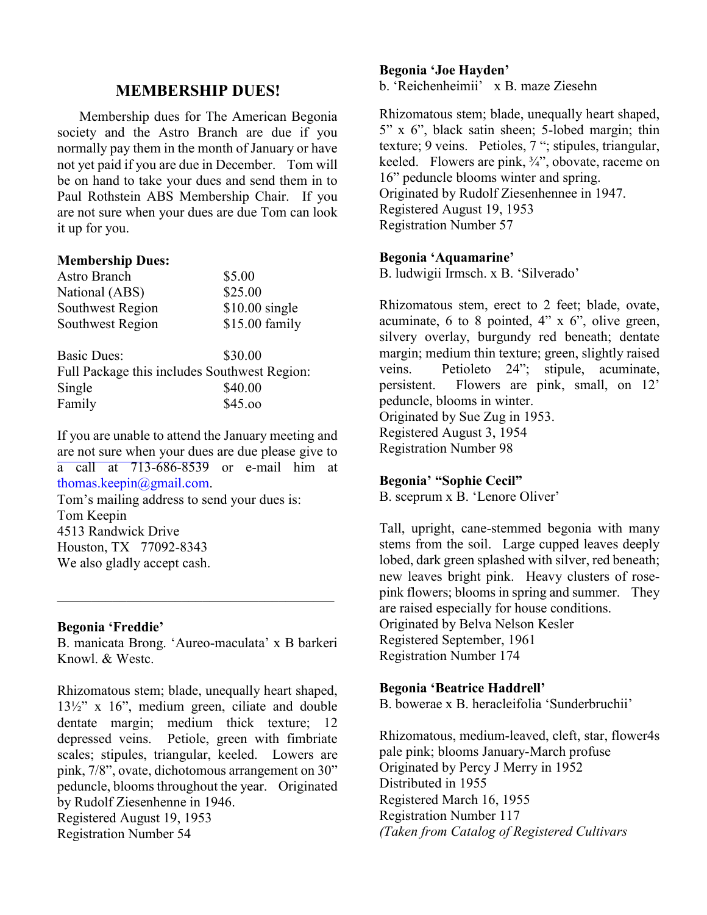## MEMBERSHIP DUES!

Membership dues for The American Begonia society and the Astro Branch are due if you normally pay them in the month of January or have not yet paid if you are due in December. Tom will be on hand to take your dues and send them in to Paul Rothstein ABS Membership Chair. If you are not sure when your dues are due Tom can look it up for you.

**Membership Dues:**

| | |
|---|---|
| Astro Branch | $5.00 |
| National (ABS) | $25.00 |
| Southwest Region | $10.00 single |
| Southwest Region | $15.00 family |

Basic Dues: $30.00

Full Package this includes Southwest Region:

| | |
|---|---|
| Single | $40.00 |
| Family | $45.oo |

If you are unable to attend the January meeting and are not sure when your dues are due please give to a call at 713-686-8539 or e-mail him at thomas.keepin@gmail.com.

Tom's mailing address to send your dues is:
Tom Keepin
4513 Randwick Drive
Houston, TX 77092-8343
We also gladly accept cash.

---

**Begonia 'Freddie'**
B. manicata Brong. 'Aureo-maculata' x B barkeri Knowl. & Westc.

Rhizomatous stem; blade, unequally heart shaped, 13½" x 16", medium green, ciliate and double dentate margin; medium thick texture; 12 depressed veins. Petiole, green with fimbriate scales; stipules, triangular, keeled. Lowers are pink, 7/8", ovate, dichotomous arrangement on 30" peduncle, blooms throughout the year. Originated by Rudolf Ziesenhenne in 1946.
Registered August 19, 1953
Registration Number 54

**Begonia 'Joe Hayden'**
b. 'Reichenheimii' x B. maze Ziesehn

Rhizomatous stem; blade, unequally heart shaped, 5" x 6", black satin sheen; 5-lobed margin; thin texture; 9 veins. Petioles, 7 "; stipules, triangular, keeled. Flowers are pink, ¾", obovate, raceme on 16" peduncle blooms winter and spring.
Originated by Rudolf Ziesenhennee in 1947.
Registered August 19, 1953
Registration Number 57

**Begonia 'Aquamarine'**
B. ludwigii Irmsch. x B. 'Silverado'

Rhizomatous stem, erect to 2 feet; blade, ovate, acuminate, 6 to 8 pointed, 4" x 6", olive green, silvery overlay, burgundy red beneath; dentate margin; medium thin texture; green, slightly raised veins. Petioleto 24"; stipule, acuminate, persistent. Flowers are pink, small, on 12' peduncle, blooms in winter.
Originated by Sue Zug in 1953.
Registered August 3, 1954
Registration Number 98

**Begonia' "Sophie Cecil"**
B. sceprum x B. 'Lenore Oliver'

Tall, upright, cane-stemmed begonia with many stems from the soil. Large cupped leaves deeply lobed, dark green splashed with silver, red beneath; new leaves bright pink. Heavy clusters of rose-pink flowers; blooms in spring and summer. They are raised especially for house conditions.
Originated by Belva Nelson Kesler
Registered September, 1961
Registration Number 174

**Begonia 'Beatrice Haddrell'**
B. bowerae x B. heracleifolia 'Sunderbruchii'

Rhizomatous, medium-leaved, cleft, star, flower4s pale pink; blooms January-March profuse
Originated by Percy J Merry in 1952
Distributed in 1955
Registered March 16, 1955
Registration Number 117
*(Taken from Catalog of Registered Cultivars*